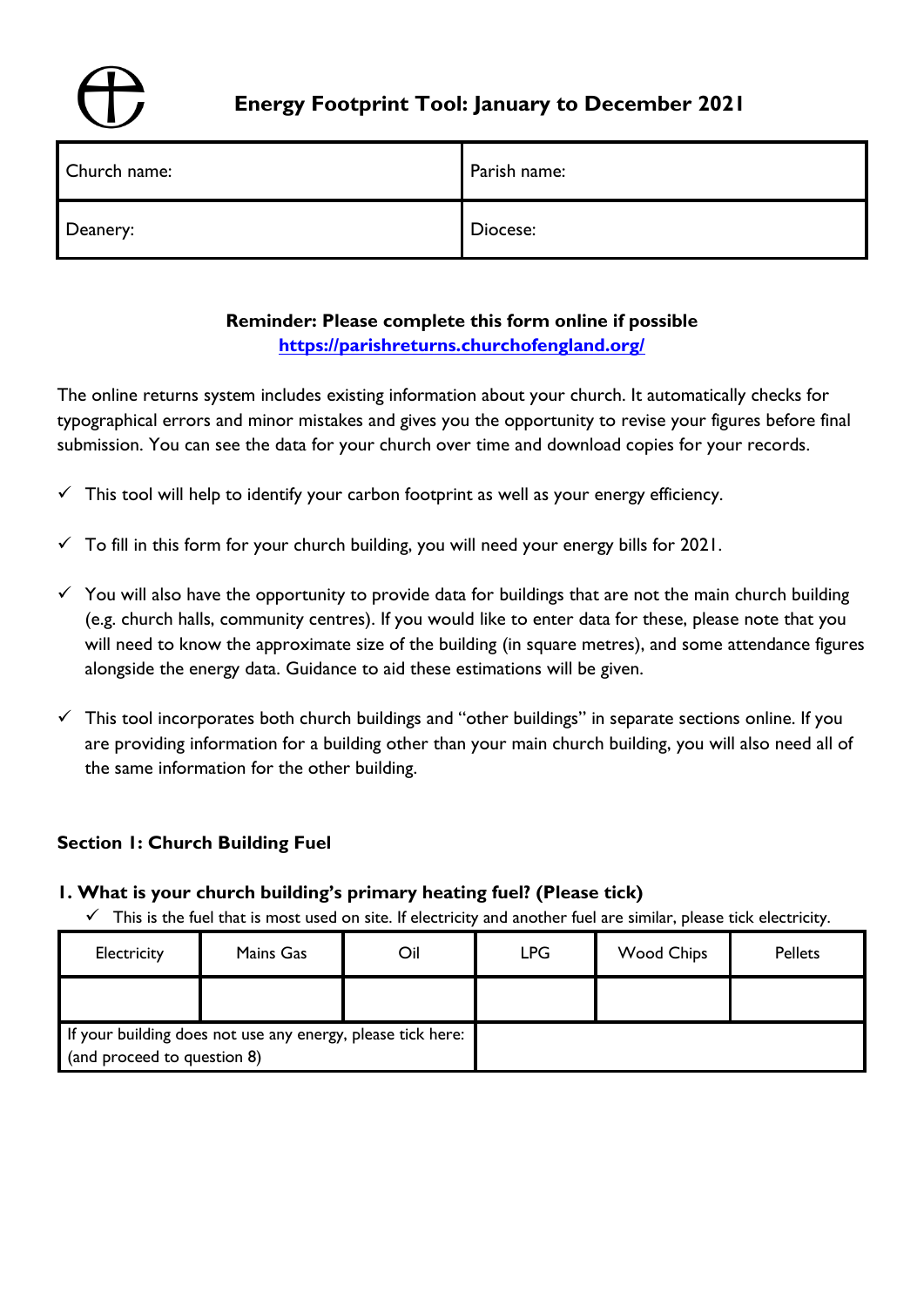# Energy Footprint Tool: January to December 2021

| Church name: | Parish name: |
|---|---|
| Deanery: | Diocese: |

**Reminder: Please complete this form online if possible**
https://parishreturns.churchofengland.org/

The online returns system includes existing information about your church. It automatically checks for typographical errors and minor mistakes and gives you the opportunity to revise your figures before final submission. You can see the data for your church over time and download copies for your records.

- ✓ This tool will help to identify your carbon footprint as well as your energy efficiency.
- ✓ To fill in this form for your church building, you will need your energy bills for 2021.
- ✓ You will also have the opportunity to provide data for buildings that are not the main church building (e.g. church halls, community centres). If you would like to enter data for these, please note that you will need to know the approximate size of the building (in square metres), and some attendance figures alongside the energy data. Guidance to aid these estimations will be given.
- ✓ This tool incorporates both church buildings and "other buildings" in separate sections online. If you are providing information for a building other than your main church building, you will also need all of the same information for the other building.

## Section 1: Church Building Fuel

### 1. What is your church building's primary heating fuel? (Please tick)

- ✓ This is the fuel that is most used on site. If electricity and another fuel are similar, please tick electricity.

| Electricity | Mains Gas | Oil | LPG | Wood Chips | Pellets |
|---|---|---|---|---|---|
| | | | | | |
| If your building does not use any energy, please tick here: (and proceed to question 8) | | | | | |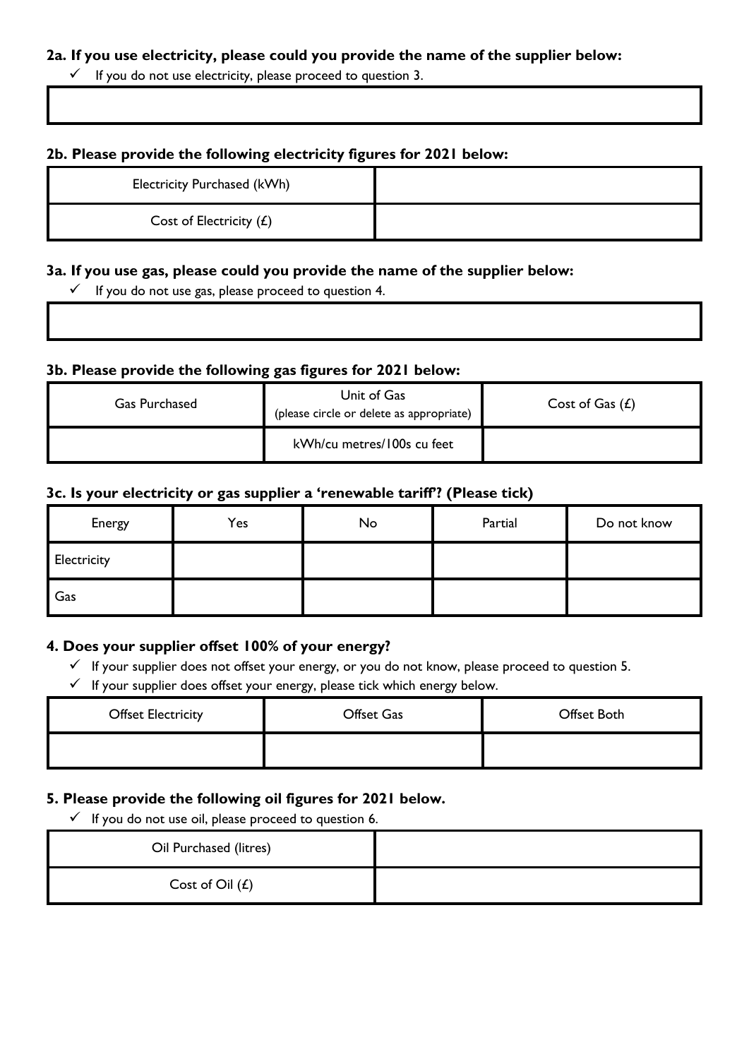**2a. If you use electricity, please could you provide the name of the supplier below:**

- ✓ If you do not use electricity, please proceed to question 3.

| |
|---|
| |

**2b. Please provide the following electricity figures for 2021 below:**

| | |
|---|---|
| Electricity Purchased (kWh) | |
| Cost of Electricity (£) | |

**3a. If you use gas, please could you provide the name of the supplier below:**

- ✓ If you do not use gas, please proceed to question 4.

| |
|---|
| |

**3b. Please provide the following gas figures for 2021 below:**

| Gas Purchased | Unit of Gas (please circle or delete as appropriate) | Cost of Gas (£) |
|---|---|---|
| | kWh/cu metres/100s cu feet | |

**3c. Is your electricity or gas supplier a 'renewable tariff'? (Please tick)**

| Energy | Yes | No | Partial | Do not know |
|---|---|---|---|---|
| Electricity | | | | |
| Gas | | | | |

**4. Does your supplier offset 100% of your energy?**

- ✓ If your supplier does not offset your energy, or you do not know, please proceed to question 5.
- ✓ If your supplier does offset your energy, please tick which energy below.

| Offset Electricity | Offset Gas | Offset Both |
|---|---|---|
| | | |

**5. Please provide the following oil figures for 2021 below.**

- ✓ If you do not use oil, please proceed to question 6.

| | |
|---|---|
| Oil Purchased (litres) | |
| Cost of Oil (£) | |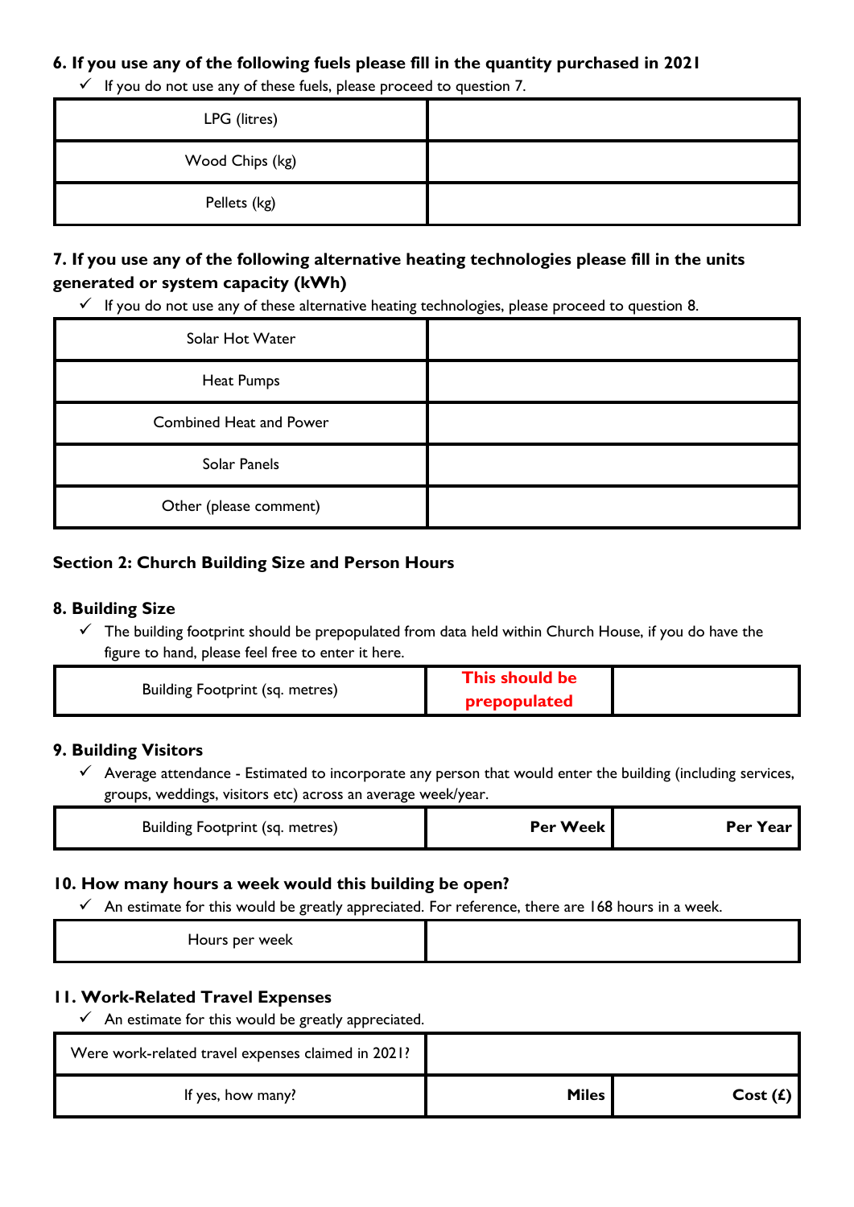**6. If you use any of the following fuels please fill in the quantity purchased in 2021**

- ✓ If you do not use any of these fuels, please proceed to question 7.

| | |
|---|---|
| LPG (litres) | |
| Wood Chips (kg) | |
| Pellets (kg) | |

**7. If you use any of the following alternative heating technologies please fill in the units generated or system capacity (kWh)**

- ✓ If you do not use any of these alternative heating technologies, please proceed to question 8.

| | |
|---|---|
| Solar Hot Water | |
| Heat Pumps | |
| Combined Heat and Power | |
| Solar Panels | |
| Other (please comment) | |

## Section 2: Church Building Size and Person Hours

### 8. Building Size

- ✓ The building footprint should be prepopulated from data held within Church House, if you do have the figure to hand, please feel free to enter it here.

| | | |
|---|---|---|
| Building Footprint (sq. metres) | **This should be prepopulated** | |

### 9. Building Visitors

- ✓ Average attendance - Estimated to incorporate any person that would enter the building (including services, groups, weddings, visitors etc) across an average week/year.

| | | |
|---|---|---|
| Building Footprint (sq. metres) | **Per Week** | **Per Year** |

### 10. How many hours a week would this building be open?

- ✓ An estimate for this would be greatly appreciated. For reference, there are 168 hours in a week.

| | |
|---|---|
| Hours per week | |

### 11. Work-Related Travel Expenses

- ✓ An estimate for this would be greatly appreciated.

| | | |
|---|---|---|
| Were work-related travel expenses claimed in 2021? | | |
| If yes, how many? | **Miles** | **Cost (£)** |